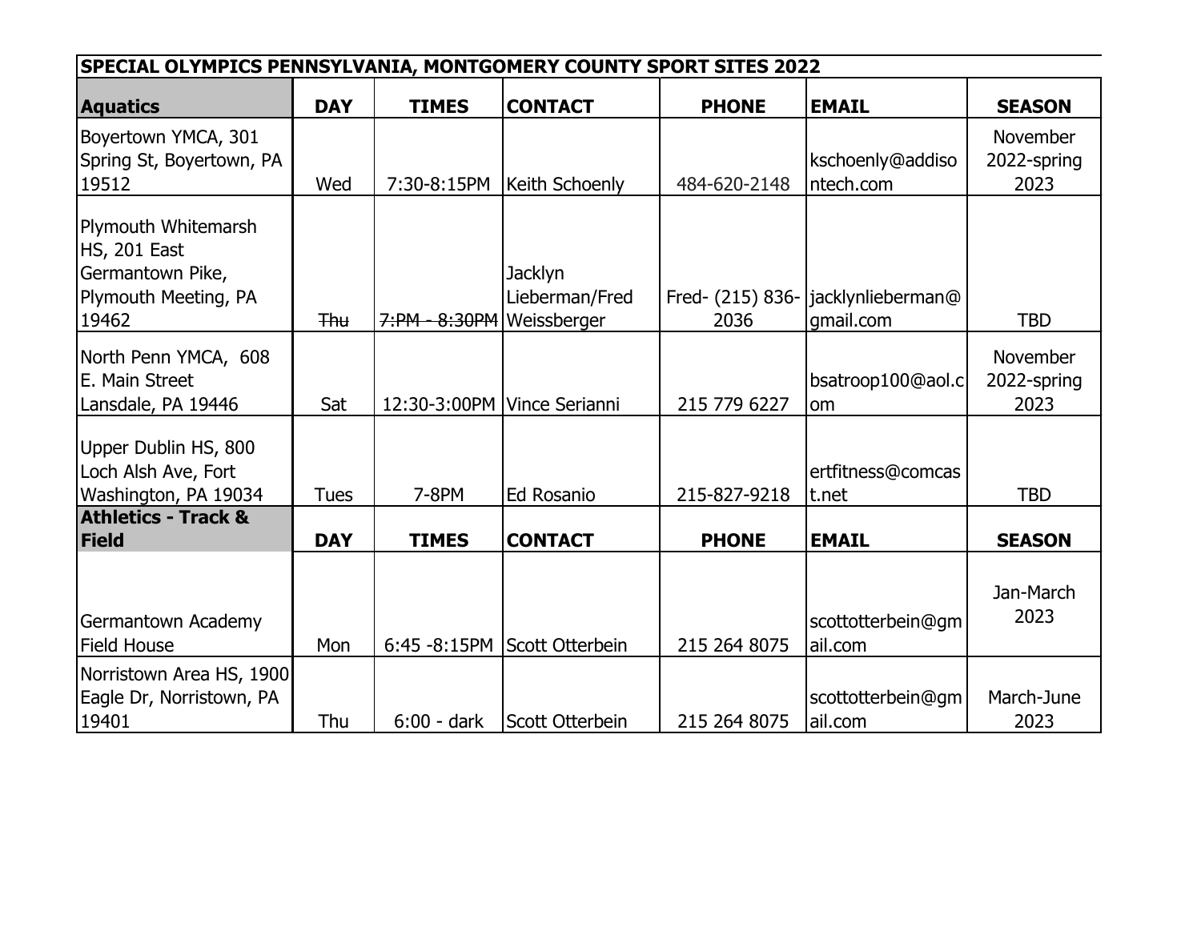| SPECIAL OLYMPICS PENNSYLVANIA, MONTGOMERY COUNTY SPORT SITES 2022 | | | | | | |
|---|---|---|---|---|---|---|
| **Aquatics** | **DAY** | **TIMES** | **CONTACT** | **PHONE** | **EMAIL** | **SEASON** |
| Boyertown YMCA, 301 Spring St, Boyertown, PA 19512 | Wed | 7:30-8:15PM | Keith Schoenly | 484-620-2148 | kschoenly@addisontech.com | November 2022-spring 2023 |
| Plymouth Whitemarsh HS, 201 East Germantown Pike, Plymouth Meeting, PA 19462 | ~~Thu~~ | ~~7:PM - 8:30PM~~ | Jacklyn Lieberman/Fred Weissberger | Fred- (215) 836-2036 | jacklynlieberman@gmail.com | TBD |
| North Penn YMCA, 608 E. Main Street Lansdale, PA 19446 | Sat | 12:30-3:00PM | Vince Serianni | 215 779 6227 | bsatroop100@aol.com | November 2022-spring 2023 |
| Upper Dublin HS, 800 Loch Alsh Ave, Fort Washington, PA 19034 | Tues | 7-8PM | Ed Rosanio | 215-827-9218 | ertfitness@comcast.net | TBD |
| **Athletics - Track & Field** | **DAY** | **TIMES** | **CONTACT** | **PHONE** | **EMAIL** | **SEASON** |
| Germantown Academy Field House | Mon | 6:45 -8:15PM | Scott Otterbein | 215 264 8075 | scottotterbein@gmail.com | Jan-March 2023 |
| Norristown Area HS, 1900 Eagle Dr, Norristown, PA 19401 | Thu | 6:00 - dark | Scott Otterbein | 215 264 8075 | scottotterbein@gmail.com | March-June 2023 |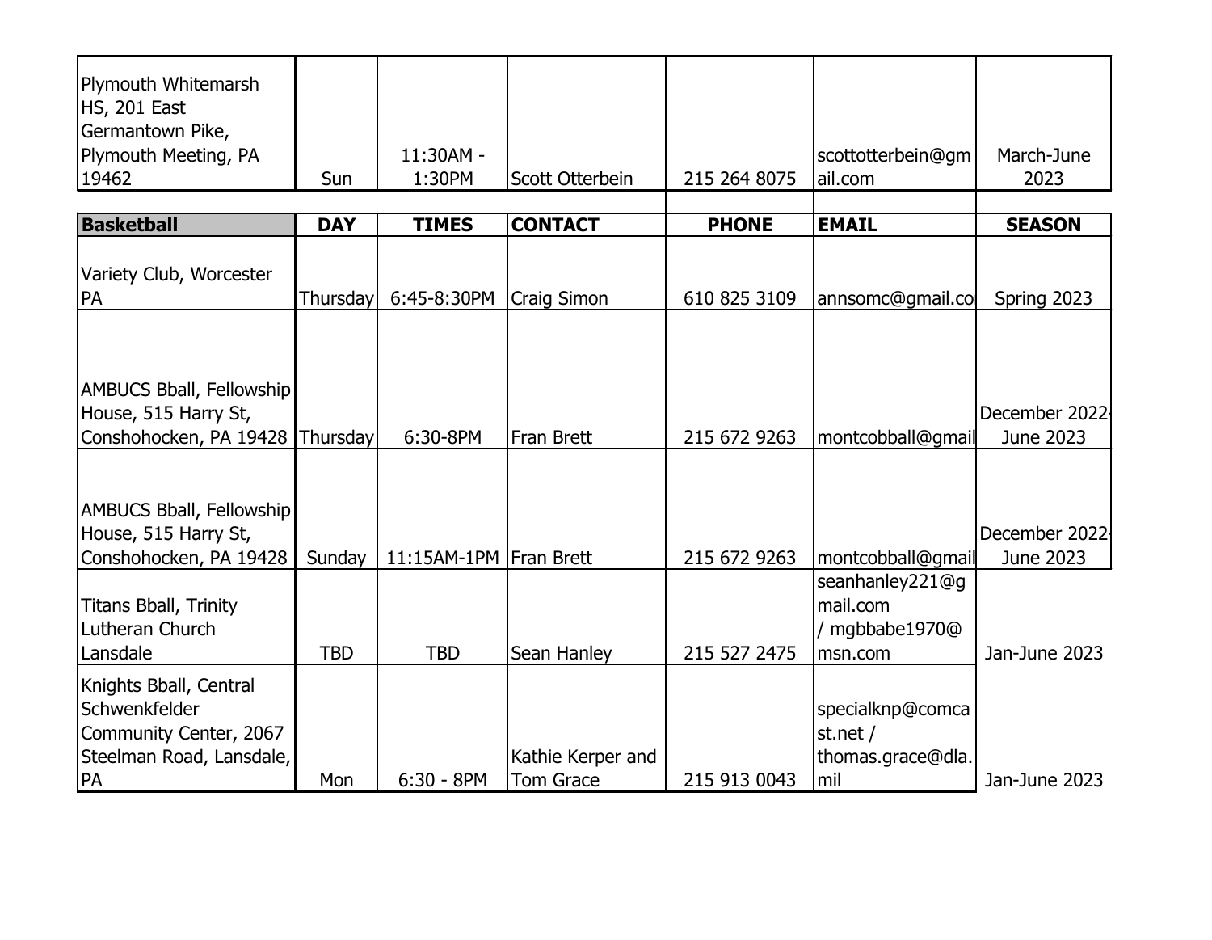| | | | | | | |
|---|---|---|---|---|---|---|
| Plymouth Whitemarsh HS, 201 East Germantown Pike, Plymouth Meeting, PA 19462 | Sun | 11:30AM - 1:30PM | Scott Otterbein | 215 264 8075 | scottotterbein@gmail.com | March-June 2023 |

| **Basketball** | **DAY** | **TIMES** | **CONTACT** | **PHONE** | **EMAIL** | **SEASON** |
|---|---|---|---|---|---|---|
| Variety Club, Worcester PA | Thursday | 6:45-8:30PM | Craig Simon | 610 825 3109 | annsomc@gmail.co | Spring 2023 |
| AMBUCS Bball, Fellowship House, 515 Harry St, Conshohocken, PA 19428 | Thursday | 6:30-8PM | Fran Brett | 215 672 9263 | montcobball@gmail | December 2022-June 2023 |
| AMBUCS Bball, Fellowship House, 515 Harry St, Conshohocken, PA 19428 | Sunday | 11:15AM-1PM | Fran Brett | 215 672 9263 | montcobball@gmail | December 2022-June 2023 |
| Titans Bball, Trinity Lutheran Church Lansdale | TBD | TBD | Sean Hanley | 215 527 2475 | seanhanley221@gmail.com / mgbbabe1970@msn.com | Jan-June 2023 |
| Knights Bball, Central Schwenkfelder Community Center, 2067 Steelman Road, Lansdale, PA | Mon | 6:30 - 8PM | Kathie Kerper and Tom Grace | 215 913 0043 | specialknp@comcast.net / thomas.grace@dla.mil | Jan-June 2023 |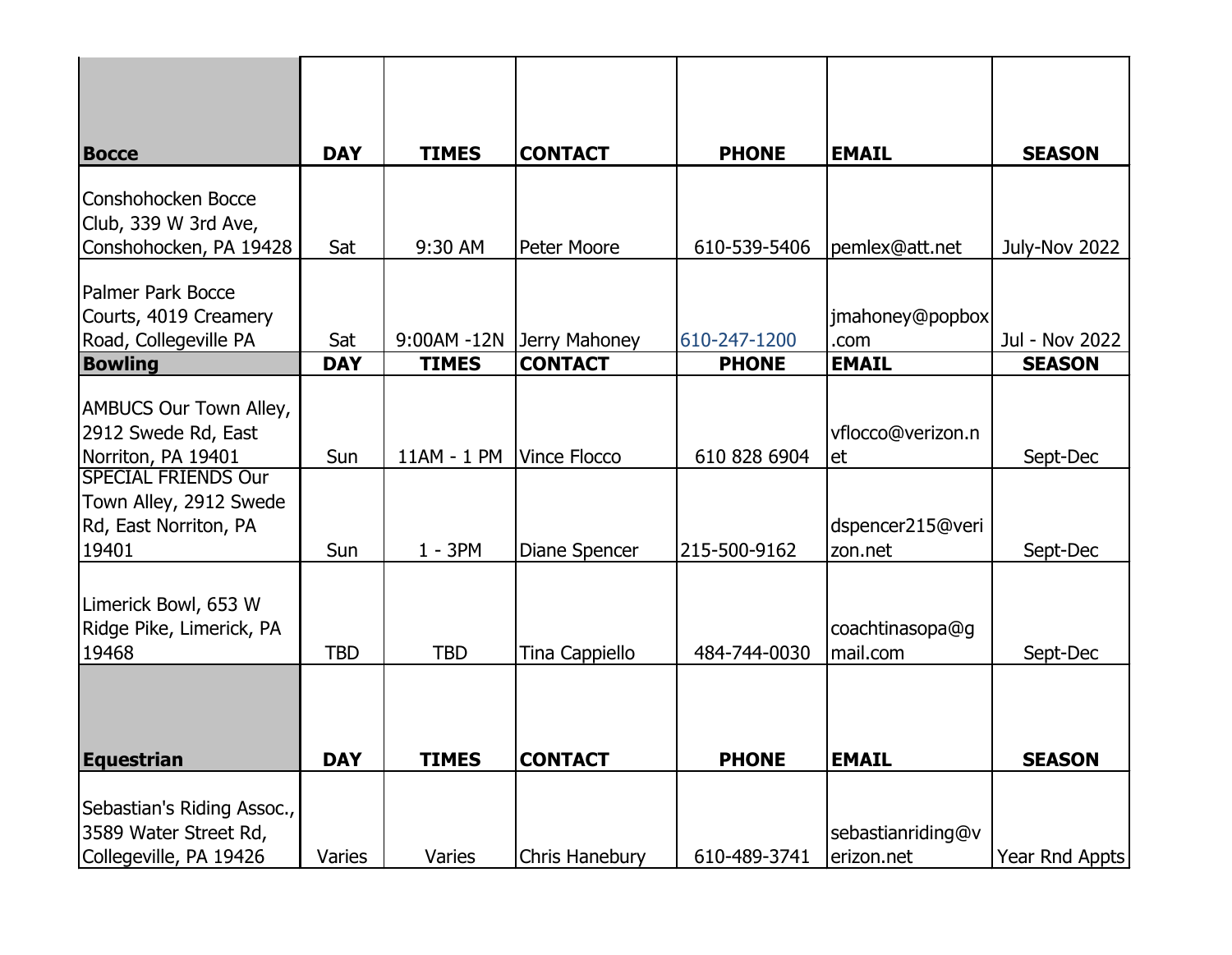| Bocce | DAY | TIMES | CONTACT | PHONE | EMAIL | SEASON |
|---|---|---|---|---|---|---|
| Conshohocken Bocce Club, 339 W 3rd Ave, Conshohocken, PA 19428 | Sat | 9:30 AM | Peter Moore | 610-539-5406 | pemlex@att.net | July-Nov 2022 |
| Palmer Park Bocce Courts, 4019 Creamery Road, Collegeville PA | Sat | 9:00AM -12N | Jerry Mahoney | 610-247-1200 | jmahoney@popbox.com | Jul - Nov 2022 |
| **Bowling** | **DAY** | **TIMES** | **CONTACT** | **PHONE** | **EMAIL** | **SEASON** |
| AMBUCS Our Town Alley, 2912 Swede Rd, East Norriton, PA 19401 | Sun | 11AM - 1 PM | Vince Flocco | 610 828 6904 | vflocco@verizon.net | Sept-Dec |
| SPECIAL FRIENDS Our Town Alley, 2912 Swede Rd, East Norriton, PA 19401 | Sun | 1 - 3PM | Diane Spencer | 215-500-9162 | dspencer215@verizon.net | Sept-Dec |
| Limerick Bowl, 653 W Ridge Pike, Limerick, PA 19468 | TBD | TBD | Tina Cappiello | 484-744-0030 | coachtinasopa@gmail.com | Sept-Dec |
| **Equestrian** | **DAY** | **TIMES** | **CONTACT** | **PHONE** | **EMAIL** | **SEASON** |
| Sebastian's Riding Assoc., 3589 Water Street Rd, Collegeville, PA 19426 | Varies | Varies | Chris Hanebury | 610-489-3741 | sebastianriding@verizon.net | Year Rnd Appts |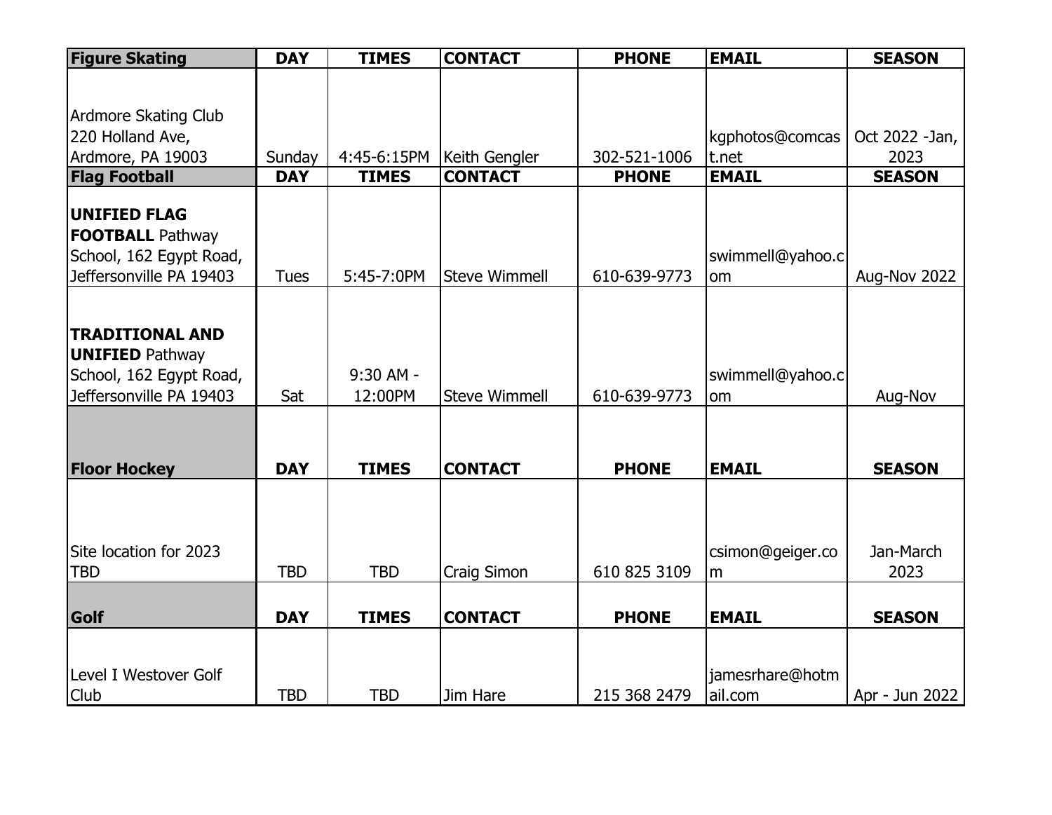| **Figure Skating** | **DAY** | **TIMES** | **CONTACT** | **PHONE** | **EMAIL** | **SEASON** |
|---|---|---|---|---|---|---|
| Ardmore Skating Club 220 Holland Ave, Ardmore, PA 19003 | Sunday | 4:45-6:15PM | Keith Gengler | 302-521-1006 | kgphotos@comcast.net | Oct 2022 -Jan, 2023 |
| **Flag Football** | **DAY** | **TIMES** | **CONTACT** | **PHONE** | **EMAIL** | **SEASON** |
| **UNIFIED FLAG FOOTBALL** Pathway School, 162 Egypt Road, Jeffersonville PA 19403 | Tues | 5:45-7:0PM | Steve Wimmell | 610-639-9773 | swimmell@yahoo.com | Aug-Nov 2022 |
| **TRADITIONAL AND UNIFIED** Pathway School, 162 Egypt Road, Jeffersonville PA 19403 | Sat | 9:30 AM - 12:00PM | Steve Wimmell | 610-639-9773 | swimmell@yahoo.com | Aug-Nov |
| **Floor Hockey** | **DAY** | **TIMES** | **CONTACT** | **PHONE** | **EMAIL** | **SEASON** |
| Site location for 2023 TBD | TBD | TBD | Craig Simon | 610 825 3109 | csimon@geiger.com | Jan-March 2023 |
| **Golf** | **DAY** | **TIMES** | **CONTACT** | **PHONE** | **EMAIL** | **SEASON** |
| Level I Westover Golf Club | TBD | TBD | Jim Hare | 215 368 2479 | jamesrhare@hotmail.com | Apr - Jun 2022 |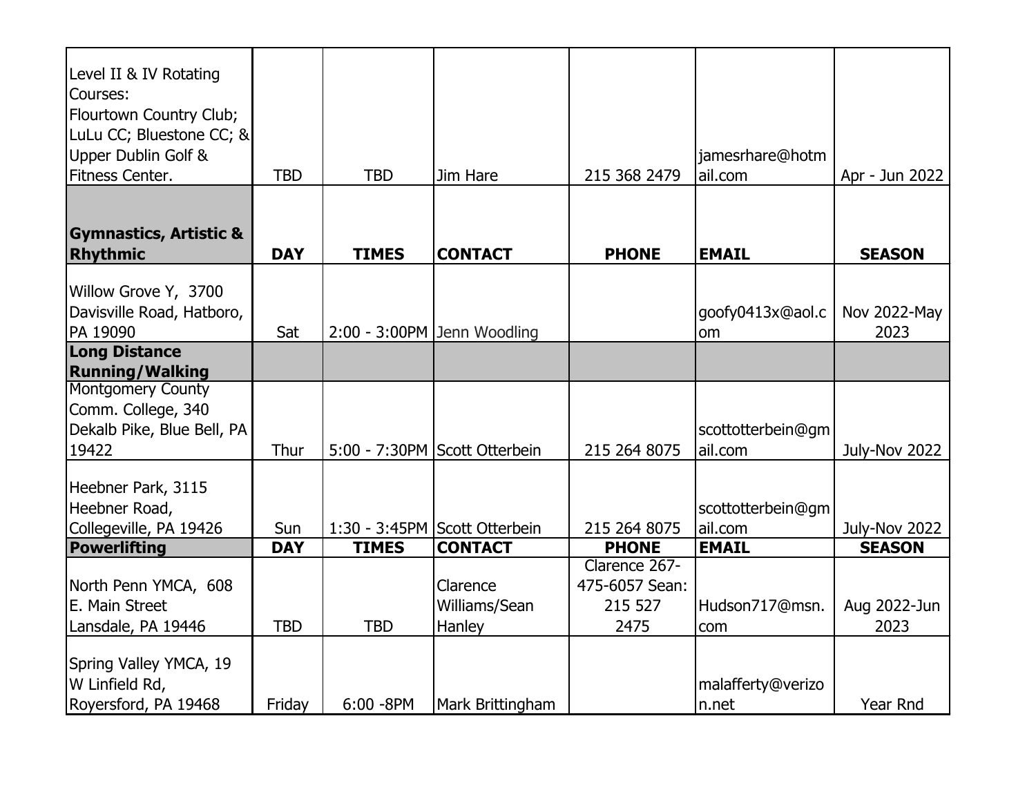| Level II & IV Rotating Courses: Flourtown Country Club; LuLu CC; Bluestone CC; & Upper Dublin Golf & Fitness Center. | TBD | TBD | Jim Hare | 215 368 2479 | jamesrhare@hotmail.com | Apr - Jun 2022 |
|---|---|---|---|---|---|---|
| **Gymnastics, Artistic & Rhythmic** | **DAY** | **TIMES** | **CONTACT** | **PHONE** | **EMAIL** | **SEASON** |
| Willow Grove Y, 3700 Davisville Road, Hatboro, PA 19090 | Sat | 2:00 - 3:00PM | Jenn Woodling | | goofy0413x@aol.com | Nov 2022-May 2023 |
| **Long Distance Running/Walking** | | | | | | |
| Montgomery County Comm. College, 340 Dekalb Pike, Blue Bell, PA 19422 | Thur | 5:00 - 7:30PM | Scott Otterbein | 215 264 8075 | scottotterbein@gmail.com | July-Nov 2022 |
| Heebner Park, 3115 Heebner Road, Collegeville, PA 19426 | Sun | 1:30 - 3:45PM | Scott Otterbein | 215 264 8075 | scottotterbein@gmail.com | July-Nov 2022 |
| **Powerlifting** | **DAY** | **TIMES** | **CONTACT** | **PHONE** | **EMAIL** | **SEASON** |
| North Penn YMCA, 608 E. Main Street Lansdale, PA 19446 | TBD | TBD | Clarence Williams/Sean Hanley | Clarence 267-475-6057 Sean: 215 527 2475 | Hudson717@msn.com | Aug 2022-Jun 2023 |
| Spring Valley YMCA, 19 W Linfield Rd, Royersford, PA 19468 | Friday | 6:00 -8PM | Mark Brittingham | | malafferty@verizon.net | Year Rnd |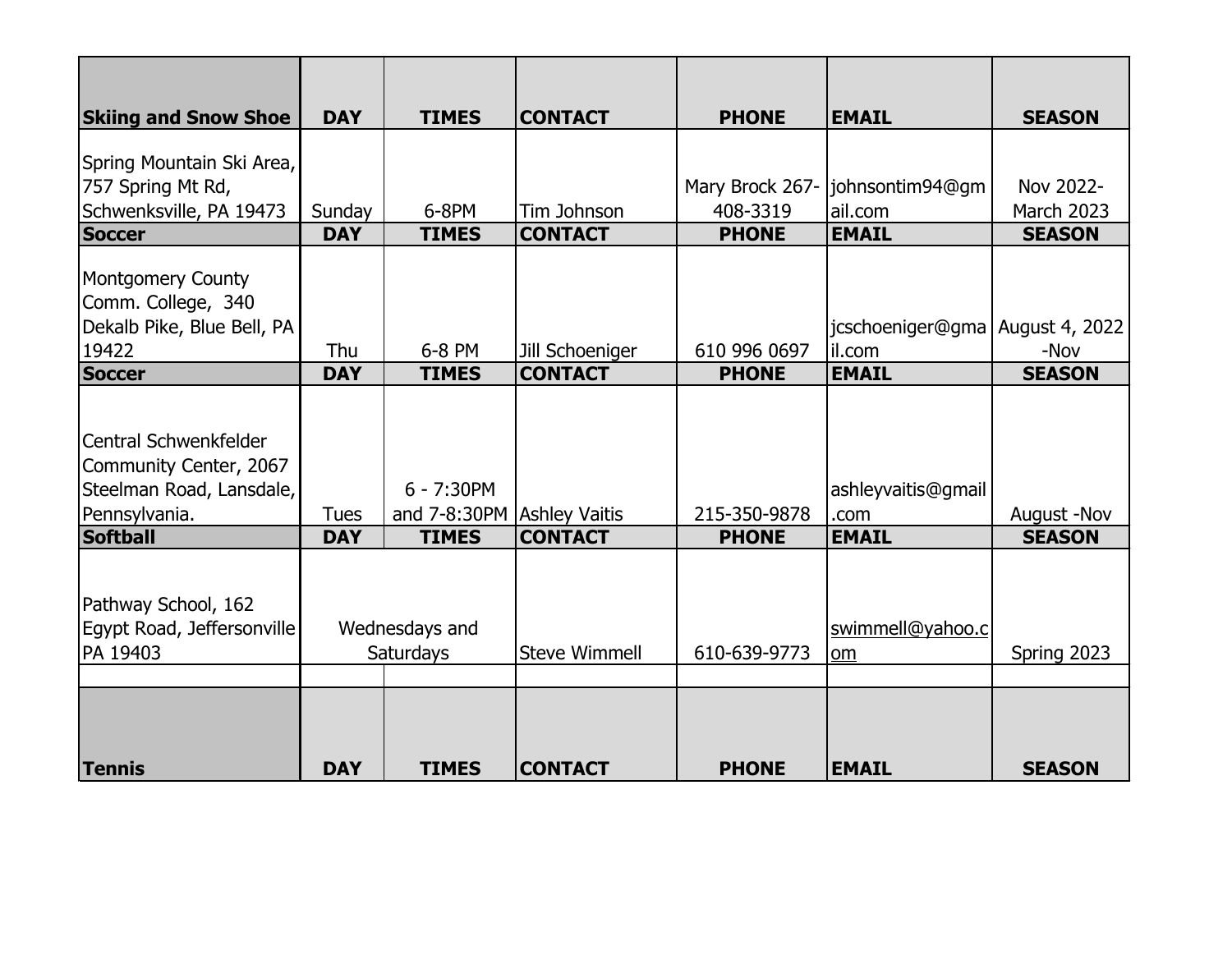| Skiing and Snow Shoe | DAY | TIMES | CONTACT | PHONE | EMAIL | SEASON |
| --- | --- | --- | --- | --- | --- | --- |
| Spring Mountain Ski Area, 757 Spring Mt Rd, Schwenksville, PA 19473 | Sunday | 6-8PM | Tim Johnson | Mary Brock 267-408-3319 | johnsontim94@gmail.com | Nov 2022-March 2023 |
| **Soccer** | **DAY** | **TIMES** | **CONTACT** | **PHONE** | **EMAIL** | **SEASON** |
| Montgomery County Comm. College, 340 Dekalb Pike, Blue Bell, PA 19422 | Thu | 6-8 PM | Jill Schoeniger | 610 996 0697 | jcschoeniger@gmail.com | August 4, 2022 -Nov |
| **Soccer** | **DAY** | **TIMES** | **CONTACT** | **PHONE** | **EMAIL** | **SEASON** |
| Central Schwenkfelder Community Center, 2067 Steelman Road, Lansdale, Pennsylvania. | Tues | 6 - 7:30PM and 7-8:30PM | Ashley Vaitis | 215-350-9878 | ashleyvaitis@gmail.com | August -Nov |
| **Softball** | **DAY** | **TIMES** | **CONTACT** | **PHONE** | **EMAIL** | **SEASON** |
| Pathway School, 162 Egypt Road, Jeffersonville PA 19403 | Wednesdays and Saturdays | | Steve Wimmell | 610-639-9773 | swimmell@yahoo.com | Spring 2023 |
| | | | | | | |
| **Tennis** | **DAY** | **TIMES** | **CONTACT** | **PHONE** | **EMAIL** | **SEASON** |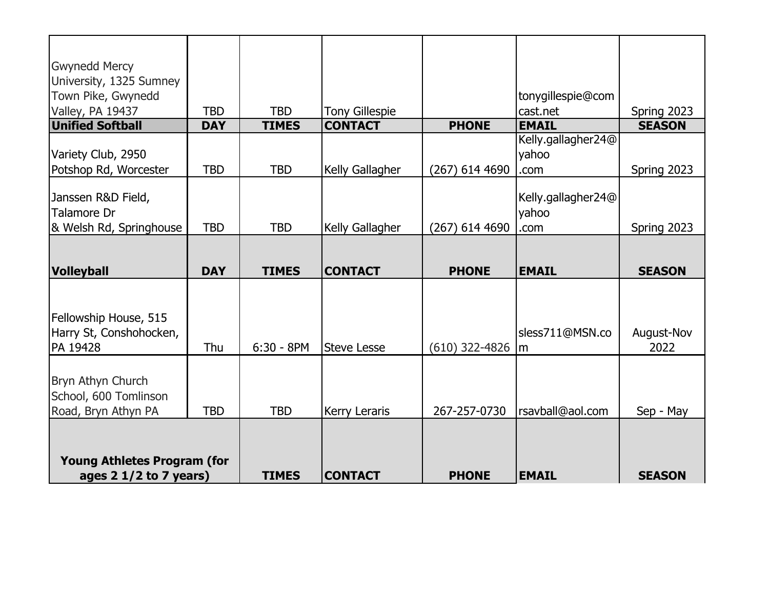| | | | | | | |
|---|---|---|---|---|---|---|
| Gwynedd Mercy University, 1325 Sumney Town Pike, Gwynedd Valley, PA 19437 | TBD | TBD | Tony Gillespie | | tonygillespie@comcast.net | Spring 2023 |
| **Unified Softball** | **DAY** | **TIMES** | **CONTACT** | **PHONE** | **EMAIL** | **SEASON** |
| Variety Club, 2950 Potshop Rd, Worcester | TBD | TBD | Kelly Gallagher | (267) 614 4690 | Kelly.gallagher24@yahoo.com | Spring 2023 |
| Janssen R&D Field, Talamore Dr & Welsh Rd, Springhouse | TBD | TBD | Kelly Gallagher | (267) 614 4690 | Kelly.gallagher24@yahoo.com | Spring 2023 |
| **Volleyball** | **DAY** | **TIMES** | **CONTACT** | **PHONE** | **EMAIL** | **SEASON** |
| Fellowship House, 515 Harry St, Conshohocken, PA 19428 | Thu | 6:30 - 8PM | Steve Lesse | (610) 322-4826 | sless711@MSN.com | August-Nov 2022 |
| Bryn Athyn Church School, 600 Tomlinson Road, Bryn Athyn PA | TBD | TBD | Kerry Leraris | 267-257-0730 | rsavball@aol.com | Sep - May |
| **Young Athletes Program (for ages 2 1/2 to 7 years)** | | **TIMES** | **CONTACT** | **PHONE** | **EMAIL** | **SEASON** |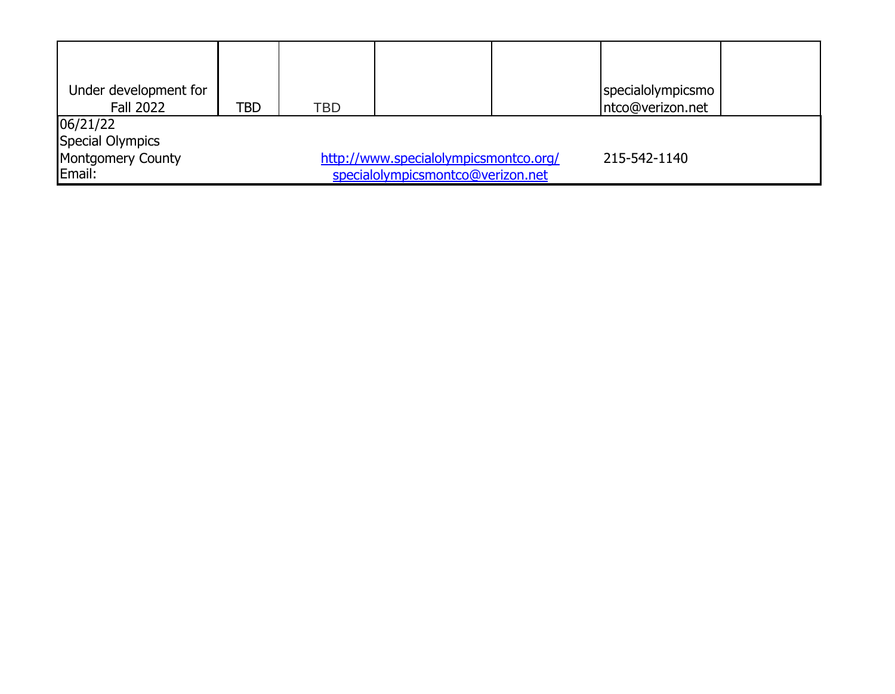| | | | | | | |
|---|---|---|---|---|---|---|
| Under development for Fall 2022 | TBD | TBD | | | specialolympicsmontco@verizon.net | |

06/21/22
Special Olympics Montgomery County
Email:

http://www.specialolympicsmontco.org/
specialolympicsmontco@verizon.net

215-542-1140